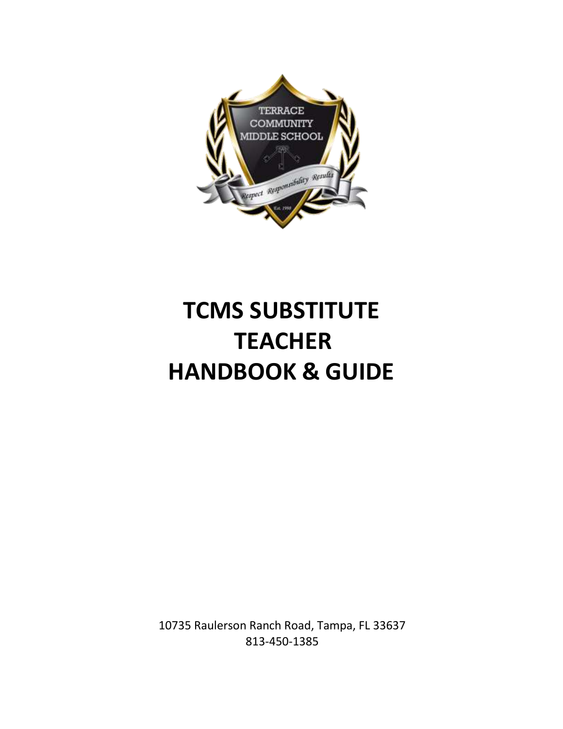# TCMS SUBSTITUTE TEACHER HANDBOOK & GUIDE

10735 Raulerson Ranch Road, Tampa, FL 33637
813-450-1385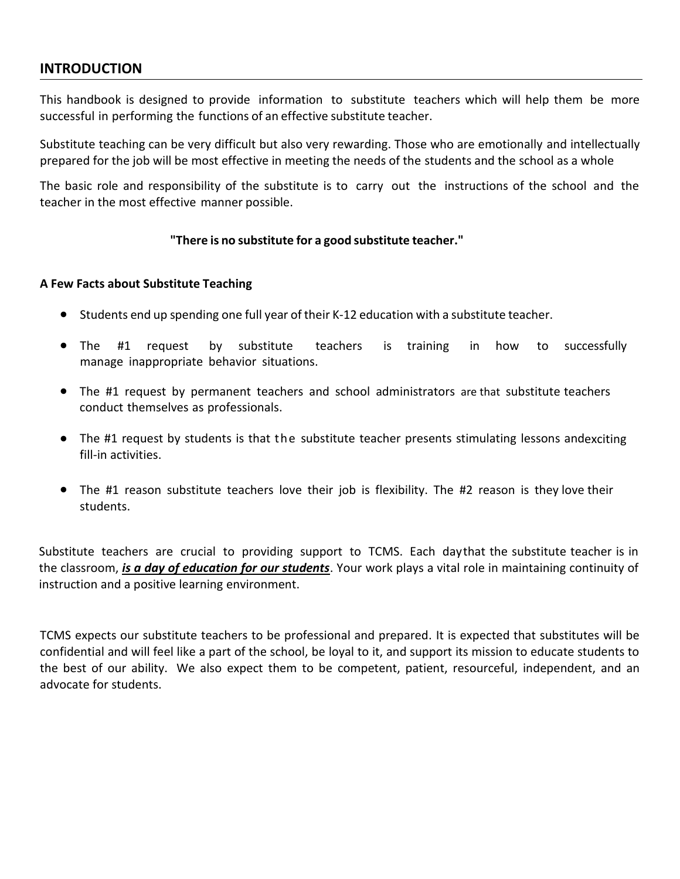## INTRODUCTION

This handbook is designed to provide information to substitute teachers which will help them be more successful in performing the functions of an effective substitute teacher.

Substitute teaching can be very difficult but also very rewarding. Those who are emotionally and intellectually prepared for the job will be most effective in meeting the needs of the students and the school as a whole

The basic role and responsibility of the substitute is to carry out the instructions of the school and the teacher in the most effective manner possible.

**"There is no substitute for a good substitute teacher."**

**A Few Facts about Substitute Teaching**

- Students end up spending one full year of their K-12 education with a substitute teacher.
- The #1 request by substitute teachers is training in how to successfully manage inappropriate behavior situations.
- The #1 request by permanent teachers and school administrators are that substitute teachers conduct themselves as professionals.
- The #1 request by students is that the substitute teacher presents stimulating lessons andexciting fill-in activities.
- The #1 reason substitute teachers love their job is flexibility. The #2 reason is they love their students.

Substitute teachers are crucial to providing support to TCMS. Each daythat the substitute teacher is in the classroom, ***<u>is a day of education for our students</u>***. Your work plays a vital role in maintaining continuity of instruction and a positive learning environment.

TCMS expects our substitute teachers to be professional and prepared. It is expected that substitutes will be confidential and will feel like a part of the school, be loyal to it, and support its mission to educate students to the best of our ability. We also expect them to be competent, patient, resourceful, independent, and an advocate for students.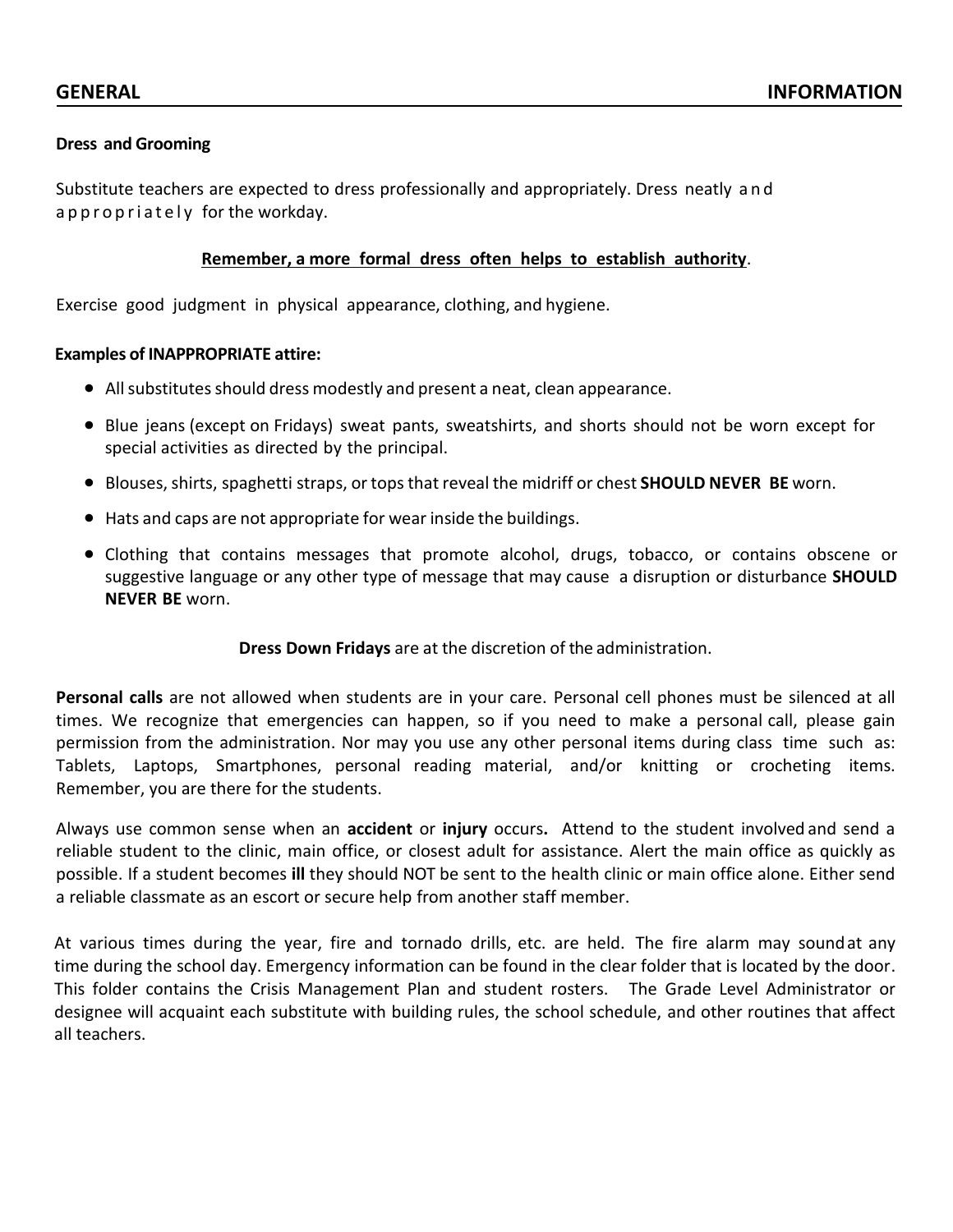## GENERAL INFORMATION

**Dress and Grooming**

Substitute teachers are expected to dress professionally and appropriately. Dress neatly and appropriately for the workday.

**Remember, a more formal dress often helps to establish authority**.

Exercise good judgment in physical appearance, clothing, and hygiene.

**Examples of INAPPROPRIATE attire:**

- All substitutes should dress modestly and present a neat, clean appearance.
- Blue jeans (except on Fridays) sweat pants, sweatshirts, and shorts should not be worn except for special activities as directed by the principal.
- Blouses, shirts, spaghetti straps, or tops that reveal the midriff or chest **SHOULD NEVER BE** worn.
- Hats and caps are not appropriate for wear inside the buildings.
- Clothing that contains messages that promote alcohol, drugs, tobacco, or contains obscene or suggestive language or any other type of message that may cause a disruption or disturbance **SHOULD NEVER BE** worn.

**Dress Down Fridays** are at the discretion of the administration.

**Personal calls** are not allowed when students are in your care. Personal cell phones must be silenced at all times. We recognize that emergencies can happen, so if you need to make a personal call, please gain permission from the administration. Nor may you use any other personal items during class time such as: Tablets, Laptops, Smartphones, personal reading material, and/or knitting or crocheting items. Remember, you are there for the students.

Always use common sense when an **accident** or **injury** occurs**.** Attend to the student involved and send a reliable student to the clinic, main office, or closest adult for assistance. Alert the main office as quickly as possible. If a student becomes **ill** they should NOT be sent to the health clinic or main office alone. Either send a reliable classmate as an escort or secure help from another staff member.

At various times during the year, fire and tornado drills, etc. are held. The fire alarm may sound at any time during the school day. Emergency information can be found in the clear folder that is located by the door. This folder contains the Crisis Management Plan and student rosters. The Grade Level Administrator or designee will acquaint each substitute with building rules, the school schedule, and other routines that affect all teachers.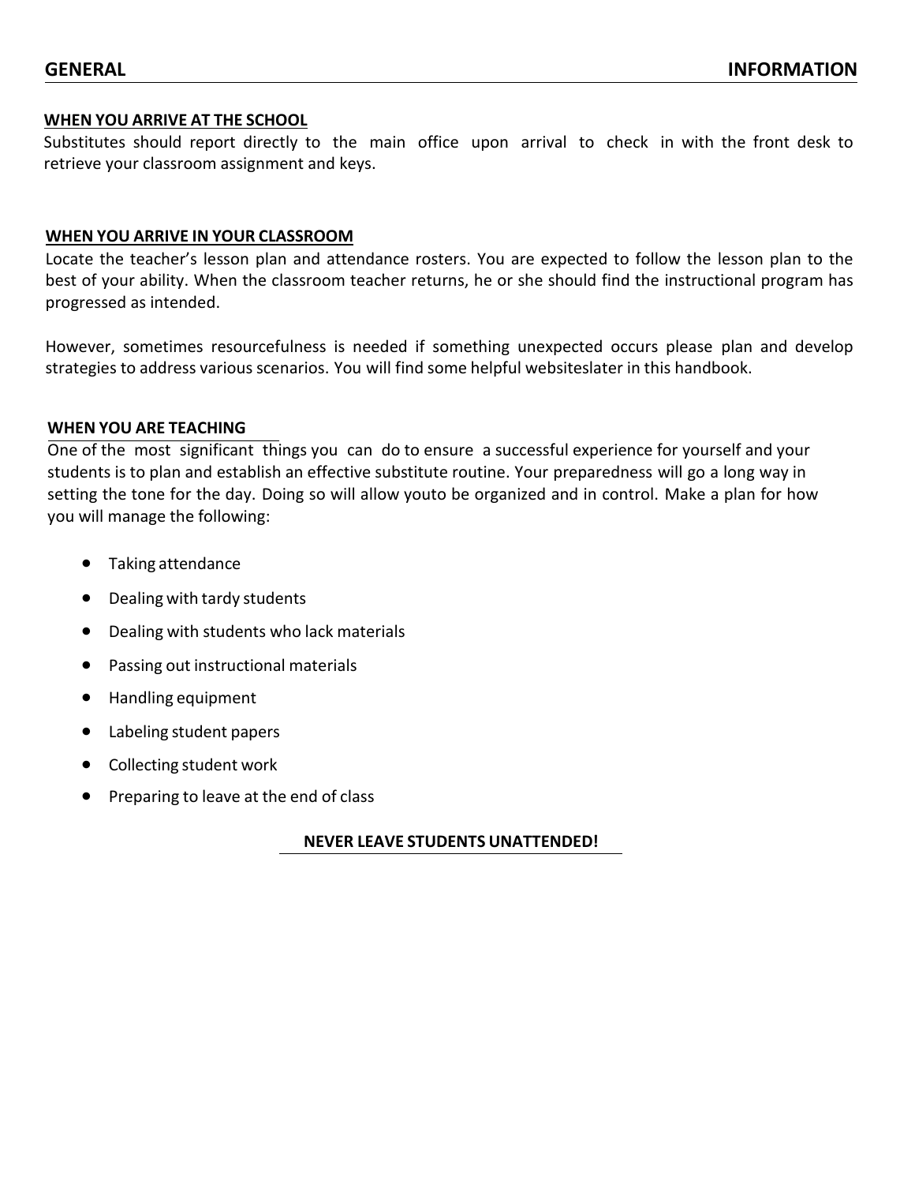# GENERAL INFORMATION

## WHEN YOU ARRIVE AT THE SCHOOL

Substitutes should report directly to the main office upon arrival to check in with the front desk to retrieve your classroom assignment and keys.

## WHEN YOU ARRIVE IN YOUR CLASSROOM

Locate the teacher's lesson plan and attendance rosters. You are expected to follow the lesson plan to the best of your ability. When the classroom teacher returns, he or she should find the instructional program has progressed as intended.

However, sometimes resourcefulness is needed if something unexpected occurs please plan and develop strategies to address various scenarios. You will find some helpful websiteslater in this handbook.

## WHEN YOU ARE TEACHING

One of the most significant things you can do to ensure a successful experience for yourself and your students is to plan and establish an effective substitute routine. Your preparedness will go a long way in setting the tone for the day. Doing so will allow youto be organized and in control. Make a plan for how you will manage the following:

- Taking attendance
- Dealing with tardy students
- Dealing with students who lack materials
- Passing out instructional materials
- Handling equipment
- Labeling student papers
- Collecting student work
- Preparing to leave at the end of class

**NEVER LEAVE STUDENTS UNATTENDED!**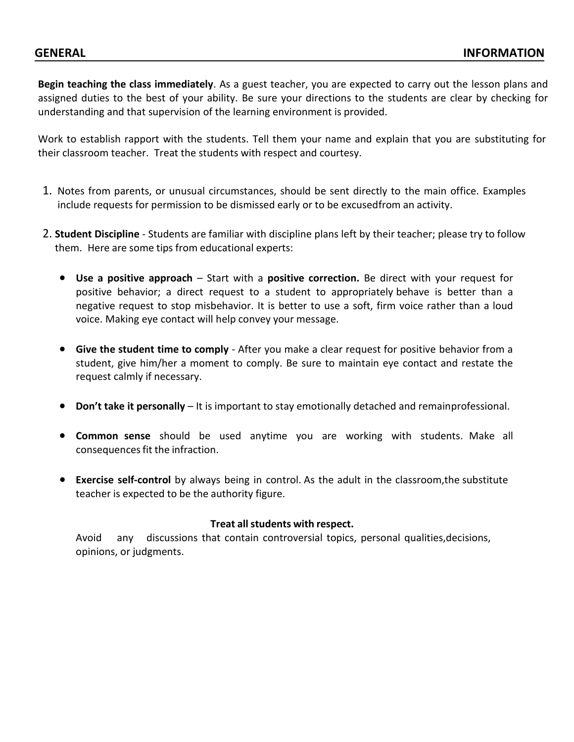## GENERAL INFORMATION

**Begin teaching the class immediately**. As a guest teacher, you are expected to carry out the lesson plans and assigned duties to the best of your ability. Be sure your directions to the students are clear by checking for understanding and that supervision of the learning environment is provided.

Work to establish rapport with the students. Tell them your name and explain that you are substituting for their classroom teacher. Treat the students with respect and courtesy.

1. Notes from parents, or unusual circumstances, should be sent directly to the main office. Examples include requests for permission to be dismissed early or to be excusedfrom an activity.

2. **Student Discipline** - Students are familiar with discipline plans left by their teacher; please try to follow them. Here are some tips from educational experts:

   - **Use a positive approach** – Start with a **positive correction.** Be direct with your request for positive behavior; a direct request to a student to appropriately behave is better than a negative request to stop misbehavior. It is better to use a soft, firm voice rather than a loud voice. Making eye contact will help convey your message.

   - **Give the student time to comply** - After you make a clear request for positive behavior from a student, give him/her a moment to comply. Be sure to maintain eye contact and restate the request calmly if necessary.

   - **Don't take it personally** – It is important to stay emotionally detached and remainprofessional.

   - **Common sense** should be used anytime you are working with students. Make all consequences fit the infraction.

   - **Exercise self-control** by always being in control. As the adult in the classroom,the substitute teacher is expected to be the authority figure.

**Treat all students with respect.**

Avoid any discussions that contain controversial topics, personal qualities,decisions, opinions, or judgments.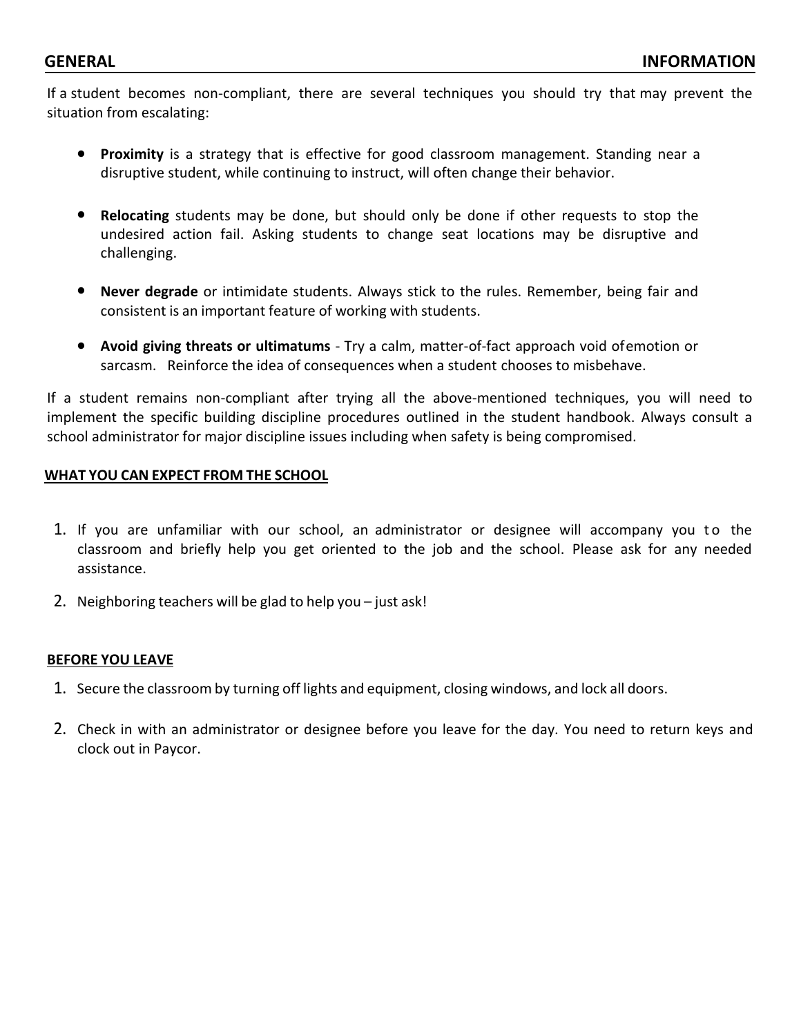## GENERAL INFORMATION

If a student becomes non-compliant, there are several techniques you should try that may prevent the situation from escalating:

- **Proximity** is a strategy that is effective for good classroom management. Standing near a disruptive student, while continuing to instruct, will often change their behavior.
- **Relocating** students may be done, but should only be done if other requests to stop the undesired action fail. Asking students to change seat locations may be disruptive and challenging.
- **Never degrade** or intimidate students. Always stick to the rules. Remember, being fair and consistent is an important feature of working with students.
- **Avoid giving threats or ultimatums** - Try a calm, matter-of-fact approach void of emotion or sarcasm. Reinforce the idea of consequences when a student chooses to misbehave.

If a student remains non-compliant after trying all the above-mentioned techniques, you will need to implement the specific building discipline procedures outlined in the student handbook. Always consult a school administrator for major discipline issues including when safety is being compromised.

### WHAT YOU CAN EXPECT FROM THE SCHOOL

1. If you are unfamiliar with our school, an administrator or designee will accompany you to the classroom and briefly help you get oriented to the job and the school. Please ask for any needed assistance.
2. Neighboring teachers will be glad to help you – just ask!

### BEFORE YOU LEAVE

1. Secure the classroom by turning off lights and equipment, closing windows, and lock all doors.
2. Check in with an administrator or designee before you leave for the day. You need to return keys and clock out in Paycor.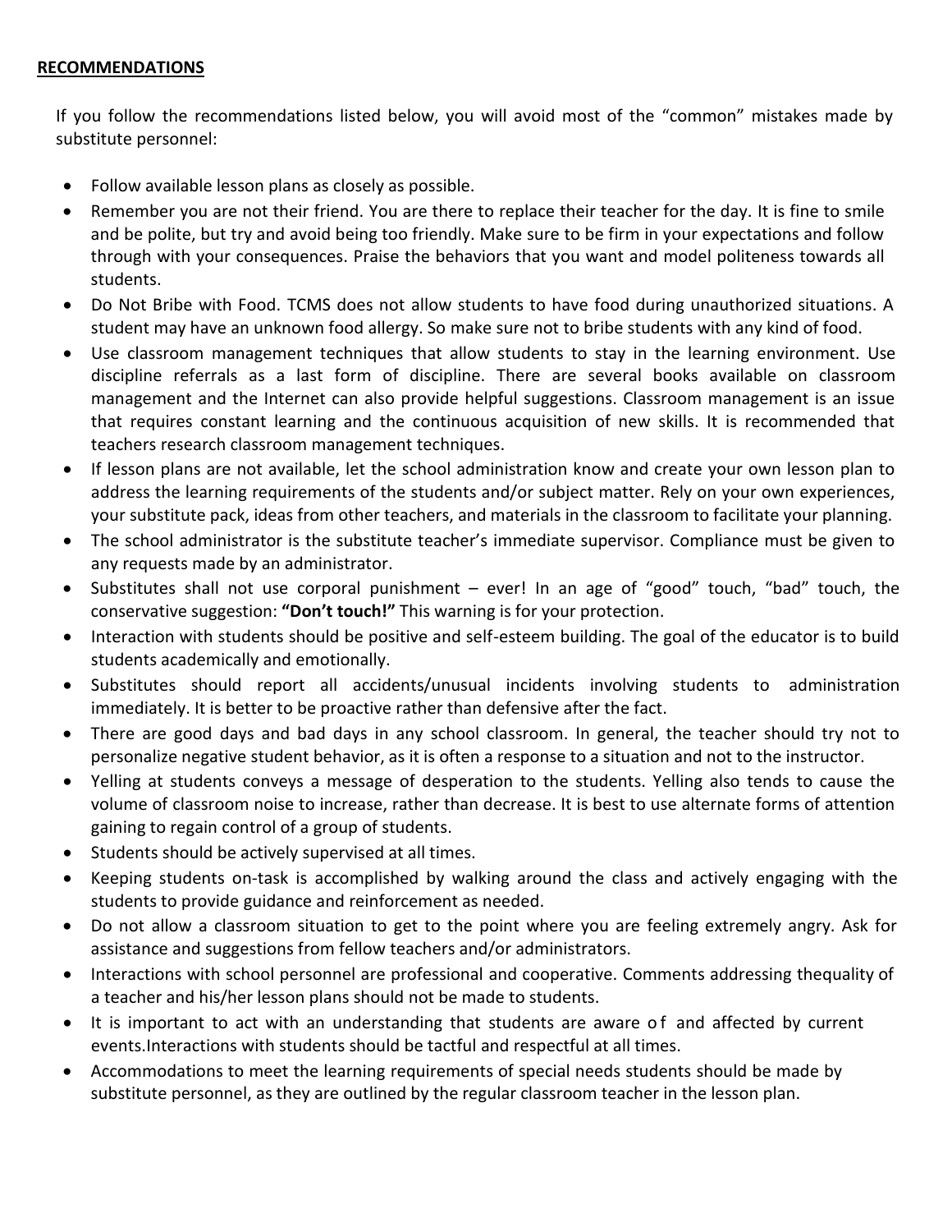**RECOMMENDATIONS**

If you follow the recommendations listed below, you will avoid most of the "common" mistakes made by substitute personnel:

- Follow available lesson plans as closely as possible.
- Remember you are not their friend. You are there to replace their teacher for the day. It is fine to smile and be polite, but try and avoid being too friendly. Make sure to be firm in your expectations and follow through with your consequences. Praise the behaviors that you want and model politeness towards all students.
- Do Not Bribe with Food. TCMS does not allow students to have food during unauthorized situations. A student may have an unknown food allergy. So make sure not to bribe students with any kind of food.
- Use classroom management techniques that allow students to stay in the learning environment. Use discipline referrals as a last form of discipline. There are several books available on classroom management and the Internet can also provide helpful suggestions. Classroom management is an issue that requires constant learning and the continuous acquisition of new skills. It is recommended that teachers research classroom management techniques.
- If lesson plans are not available, let the school administration know and create your own lesson plan to address the learning requirements of the students and/or subject matter. Rely on your own experiences, your substitute pack, ideas from other teachers, and materials in the classroom to facilitate your planning.
- The school administrator is the substitute teacher's immediate supervisor. Compliance must be given to any requests made by an administrator.
- Substitutes shall not use corporal punishment – ever! In an age of "good" touch, "bad" touch, the conservative suggestion: **"Don't touch!"** This warning is for your protection.
- Interaction with students should be positive and self-esteem building. The goal of the educator is to build students academically and emotionally.
- Substitutes should report all accidents/unusual incidents involving students to administration immediately. It is better to be proactive rather than defensive after the fact.
- There are good days and bad days in any school classroom. In general, the teacher should try not to personalize negative student behavior, as it is often a response to a situation and not to the instructor.
- Yelling at students conveys a message of desperation to the students. Yelling also tends to cause the volume of classroom noise to increase, rather than decrease. It is best to use alternate forms of attention gaining to regain control of a group of students.
- Students should be actively supervised at all times.
- Keeping students on-task is accomplished by walking around the class and actively engaging with the students to provide guidance and reinforcement as needed.
- Do not allow a classroom situation to get to the point where you are feeling extremely angry. Ask for assistance and suggestions from fellow teachers and/or administrators.
- Interactions with school personnel are professional and cooperative. Comments addressing thequality of a teacher and his/her lesson plans should not be made to students.
- It is important to act with an understanding that students are aware of and affected by current events.Interactions with students should be tactful and respectful at all times.
- Accommodations to meet the learning requirements of special needs students should be made by substitute personnel, as they are outlined by the regular classroom teacher in the lesson plan.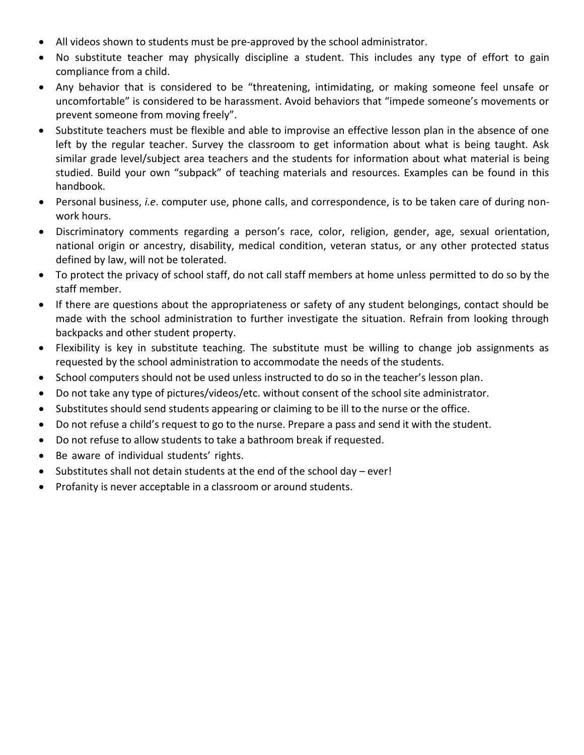- All videos shown to students must be pre-approved by the school administrator.
- No substitute teacher may physically discipline a student. This includes any type of effort to gain compliance from a child.
- Any behavior that is considered to be "threatening, intimidating, or making someone feel unsafe or uncomfortable" is considered to be harassment. Avoid behaviors that "impede someone's movements or prevent someone from moving freely".
- Substitute teachers must be flexible and able to improvise an effective lesson plan in the absence of one left by the regular teacher. Survey the classroom to get information about what is being taught. Ask similar grade level/subject area teachers and the students for information about what material is being studied. Build your own "subpack" of teaching materials and resources. Examples can be found in this handbook.
- Personal business, *i.e*. computer use, phone calls, and correspondence, is to be taken care of during non-work hours.
- Discriminatory comments regarding a person's race, color, religion, gender, age, sexual orientation, national origin or ancestry, disability, medical condition, veteran status, or any other protected status defined by law, will not be tolerated.
- To protect the privacy of school staff, do not call staff members at home unless permitted to do so by the staff member.
- If there are questions about the appropriateness or safety of any student belongings, contact should be made with the school administration to further investigate the situation. Refrain from looking through backpacks and other student property.
- Flexibility is key in substitute teaching. The substitute must be willing to change job assignments as requested by the school administration to accommodate the needs of the students.
- School computers should not be used unless instructed to do so in the teacher's lesson plan.
- Do not take any type of pictures/videos/etc. without consent of the school site administrator.
- Substitutes should send students appearing or claiming to be ill to the nurse or the office.
- Do not refuse a child's request to go to the nurse. Prepare a pass and send it with the student.
- Do not refuse to allow students to take a bathroom break if requested.
- Be aware of individual students' rights.
- Substitutes shall not detain students at the end of the school day – ever!
- Profanity is never acceptable in a classroom or around students.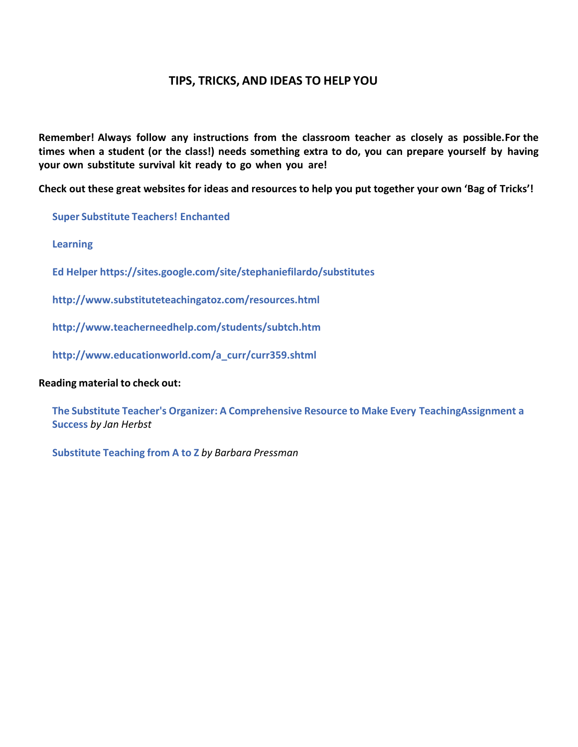## TIPS, TRICKS, AND IDEAS TO HELP YOU

**Remember! Always follow any instructions from the classroom teacher as closely as possible.For the times when a student (or the class!) needs something extra to do, you can prepare yourself by having your own substitute survival kit ready to go when you are!**

**Check out these great websites for ideas and resources to help you put together your own 'Bag of Tricks'!**

**Super Substitute Teachers! Enchanted**

**Learning**

**Ed Helper https://sites.google.com/site/stephaniefilardo/substitutes**

**http://www.substituteteachingatoz.com/resources.html**

**http://www.teacherneedhelp.com/students/subtch.htm**

**http://www.educationworld.com/a_curr/curr359.shtml**

**Reading material to check out:**

**The Substitute Teacher's Organizer: A Comprehensive Resource to Make Every TeachingAssignment a Success** *by Jan Herbst*

**Substitute Teaching from A to Z** *by Barbara Pressman*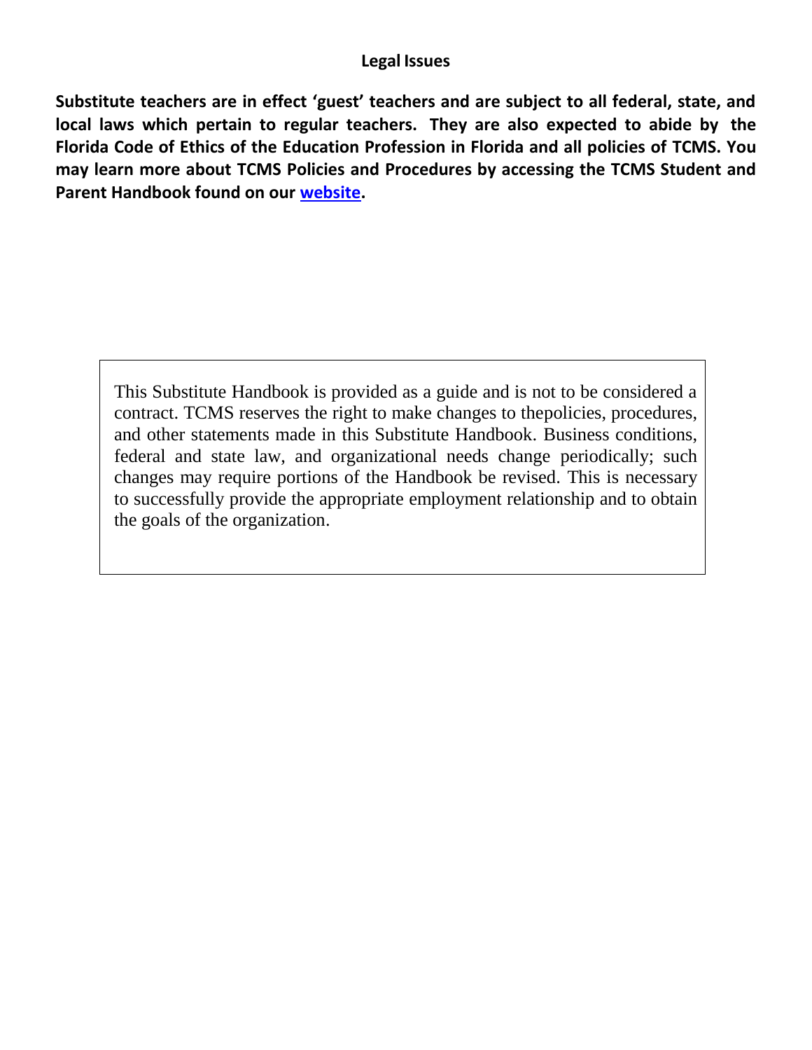## Legal Issues

**Substitute teachers are in effect 'guest' teachers and are subject to all federal, state, and local laws which pertain to regular teachers. They are also expected to abide by the Florida Code of Ethics of the Education Profession in Florida and all policies of TCMS. You may learn more about TCMS Policies and Procedures by accessing the TCMS Student and Parent Handbook found on our website.**

This Substitute Handbook is provided as a guide and is not to be considered a contract. TCMS reserves the right to make changes to thepolicies, procedures, and other statements made in this Substitute Handbook. Business conditions, federal and state law, and organizational needs change periodically; such changes may require portions of the Handbook be revised. This is necessary to successfully provide the appropriate employment relationship and to obtain the goals of the organization.